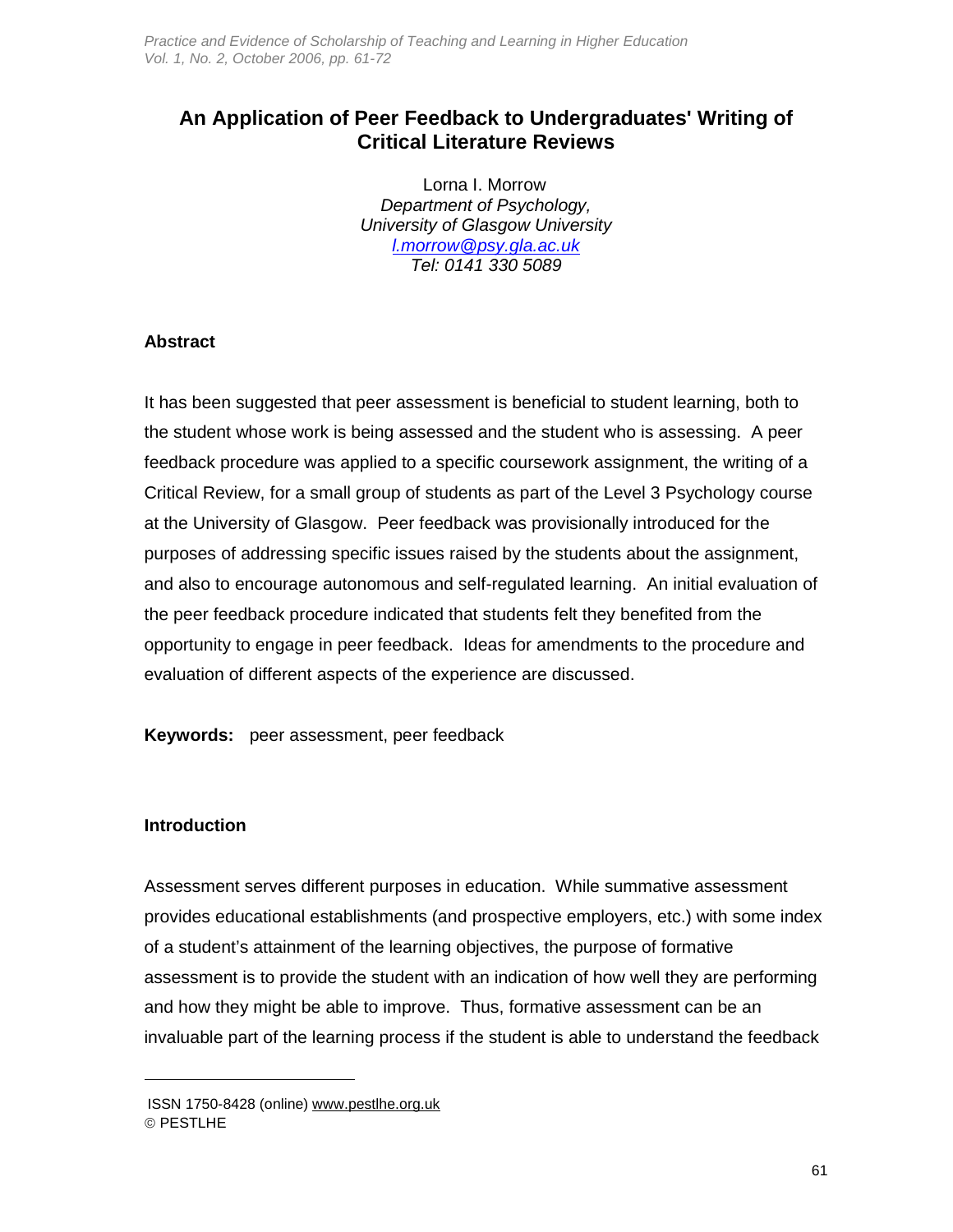# An Application of Peer Feedback to Undergraduates' Writing of Critical Literature Reviews

Lorna I. Morrow
*Department of Psychology,*
*University of Glasgow University*
*l.morrow@psy.gla.ac.uk*
*Tel: 0141 330 5089*

## Abstract

It has been suggested that peer assessment is beneficial to student learning, both to the student whose work is being assessed and the student who is assessing. A peer feedback procedure was applied to a specific coursework assignment, the writing of a Critical Review, for a small group of students as part of the Level 3 Psychology course at the University of Glasgow. Peer feedback was provisionally introduced for the purposes of addressing specific issues raised by the students about the assignment, and also to encourage autonomous and self-regulated learning. An initial evaluation of the peer feedback procedure indicated that students felt they benefited from the opportunity to engage in peer feedback. Ideas for amendments to the procedure and evaluation of different aspects of the experience are discussed.

**Keywords:** peer assessment, peer feedback

## Introduction

Assessment serves different purposes in education. While summative assessment provides educational establishments (and prospective employers, etc.) with some index of a student's attainment of the learning objectives, the purpose of formative assessment is to provide the student with an indication of how well they are performing and how they might be able to improve. Thus, formative assessment can be an invaluable part of the learning process if the student is able to understand the feedback

ISSN 1750-8428 (online) www.pestlhe.org.uk
© PESTLHE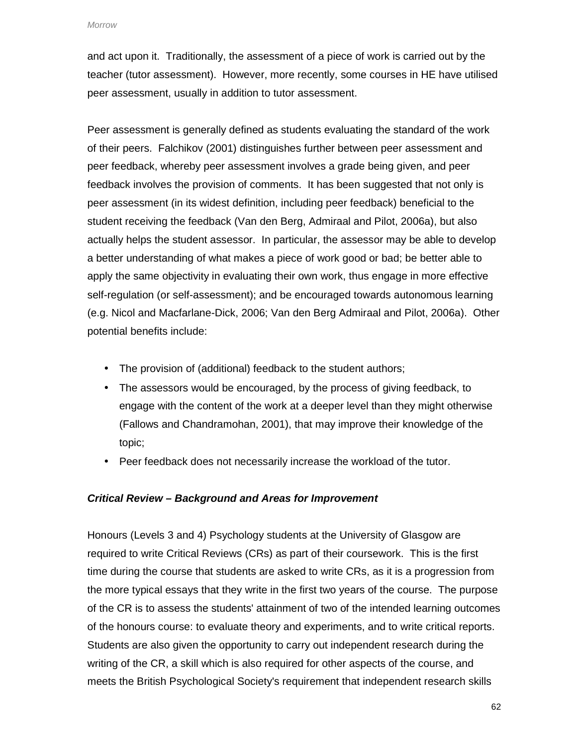and act upon it. Traditionally, the assessment of a piece of work is carried out by the teacher (tutor assessment). However, more recently, some courses in HE have utilised peer assessment, usually in addition to tutor assessment.

Peer assessment is generally defined as students evaluating the standard of the work of their peers. Falchikov (2001) distinguishes further between peer assessment and peer feedback, whereby peer assessment involves a grade being given, and peer feedback involves the provision of comments. It has been suggested that not only is peer assessment (in its widest definition, including peer feedback) beneficial to the student receiving the feedback (Van den Berg, Admiraal and Pilot, 2006a), but also actually helps the student assessor. In particular, the assessor may be able to develop a better understanding of what makes a piece of work good or bad; be better able to apply the same objectivity in evaluating their own work, thus engage in more effective self-regulation (or self-assessment); and be encouraged towards autonomous learning (e.g. Nicol and Macfarlane-Dick, 2006; Van den Berg Admiraal and Pilot, 2006a). Other potential benefits include:

- The provision of (additional) feedback to the student authors;
- The assessors would be encouraged, by the process of giving feedback, to engage with the content of the work at a deeper level than they might otherwise (Fallows and Chandramohan, 2001), that may improve their knowledge of the topic;
- Peer feedback does not necessarily increase the workload of the tutor.

### ***Critical Review – Background and Areas for Improvement***

Honours (Levels 3 and 4) Psychology students at the University of Glasgow are required to write Critical Reviews (CRs) as part of their coursework. This is the first time during the course that students are asked to write CRs, as it is a progression from the more typical essays that they write in the first two years of the course. The purpose of the CR is to assess the students' attainment of two of the intended learning outcomes of the honours course: to evaluate theory and experiments, and to write critical reports. Students are also given the opportunity to carry out independent research during the writing of the CR, a skill which is also required for other aspects of the course, and meets the British Psychological Society's requirement that independent research skills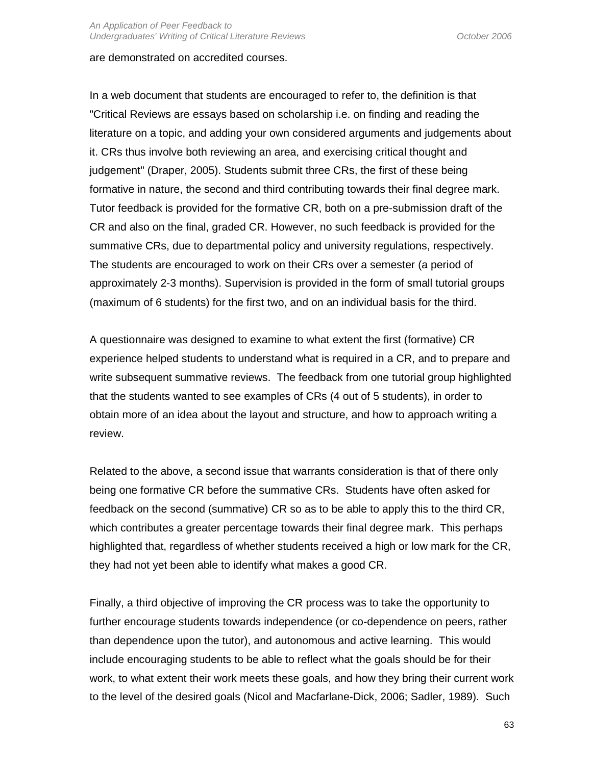are demonstrated on accredited courses.

In a web document that students are encouraged to refer to, the definition is that "Critical Reviews are essays based on scholarship i.e. on finding and reading the literature on a topic, and adding your own considered arguments and judgements about it. CRs thus involve both reviewing an area, and exercising critical thought and judgement" (Draper, 2005). Students submit three CRs, the first of these being formative in nature, the second and third contributing towards their final degree mark. Tutor feedback is provided for the formative CR, both on a pre-submission draft of the CR and also on the final, graded CR. However, no such feedback is provided for the summative CRs, due to departmental policy and university regulations, respectively. The students are encouraged to work on their CRs over a semester (a period of approximately 2-3 months). Supervision is provided in the form of small tutorial groups (maximum of 6 students) for the first two, and on an individual basis for the third.

A questionnaire was designed to examine to what extent the first (formative) CR experience helped students to understand what is required in a CR, and to prepare and write subsequent summative reviews. The feedback from one tutorial group highlighted that the students wanted to see examples of CRs (4 out of 5 students), in order to obtain more of an idea about the layout and structure, and how to approach writing a review.

Related to the above, a second issue that warrants consideration is that of there only being one formative CR before the summative CRs. Students have often asked for feedback on the second (summative) CR so as to be able to apply this to the third CR, which contributes a greater percentage towards their final degree mark. This perhaps highlighted that, regardless of whether students received a high or low mark for the CR, they had not yet been able to identify what makes a good CR.

Finally, a third objective of improving the CR process was to take the opportunity to further encourage students towards independence (or co-dependence on peers, rather than dependence upon the tutor), and autonomous and active learning. This would include encouraging students to be able to reflect what the goals should be for their work, to what extent their work meets these goals, and how they bring their current work to the level of the desired goals (Nicol and Macfarlane-Dick, 2006; Sadler, 1989). Such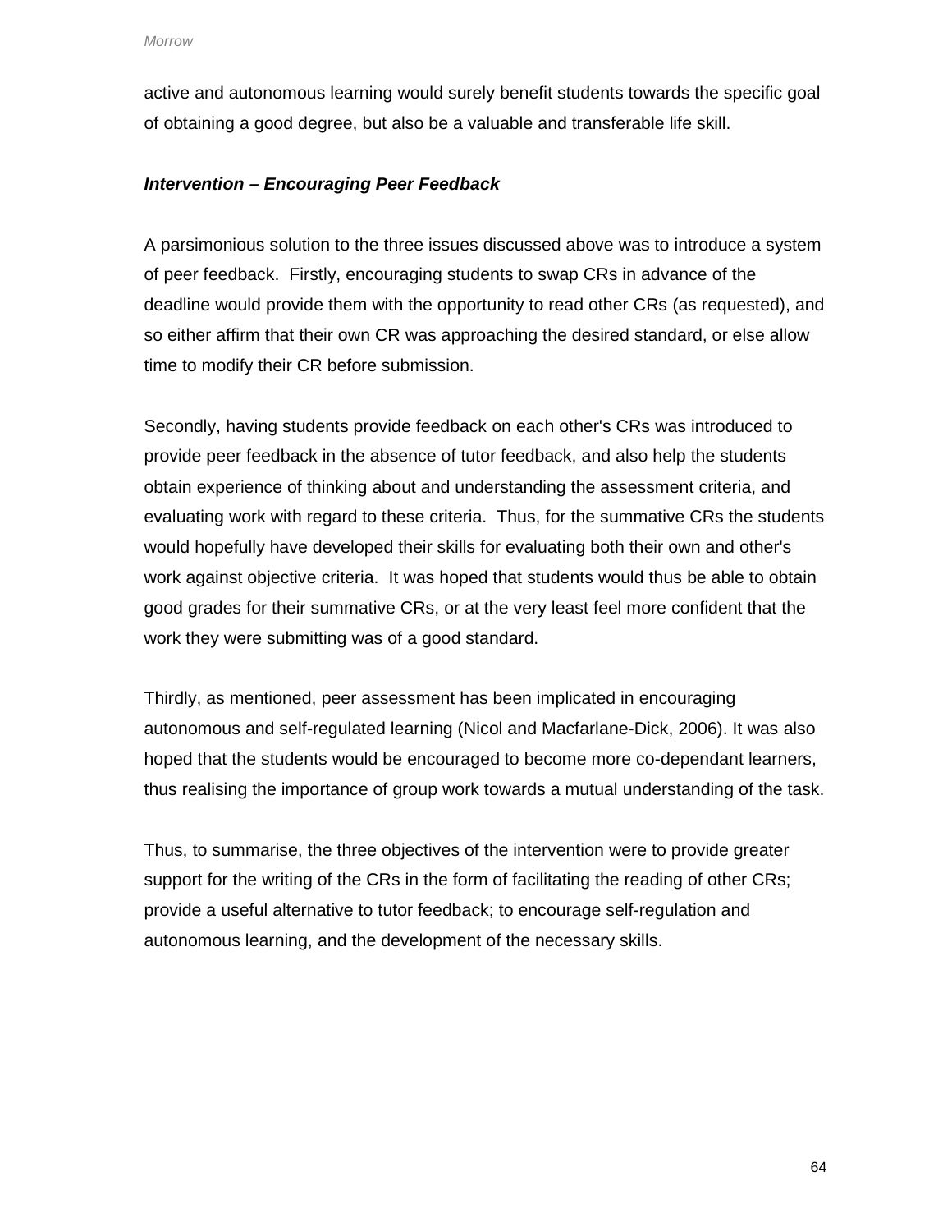active and autonomous learning would surely benefit students towards the specific goal of obtaining a good degree, but also be a valuable and transferable life skill.

### *Intervention – Encouraging Peer Feedback*

A parsimonious solution to the three issues discussed above was to introduce a system of peer feedback. Firstly, encouraging students to swap CRs in advance of the deadline would provide them with the opportunity to read other CRs (as requested), and so either affirm that their own CR was approaching the desired standard, or else allow time to modify their CR before submission.

Secondly, having students provide feedback on each other's CRs was introduced to provide peer feedback in the absence of tutor feedback, and also help the students obtain experience of thinking about and understanding the assessment criteria, and evaluating work with regard to these criteria. Thus, for the summative CRs the students would hopefully have developed their skills for evaluating both their own and other's work against objective criteria. It was hoped that students would thus be able to obtain good grades for their summative CRs, or at the very least feel more confident that the work they were submitting was of a good standard.

Thirdly, as mentioned, peer assessment has been implicated in encouraging autonomous and self-regulated learning (Nicol and Macfarlane-Dick, 2006). It was also hoped that the students would be encouraged to become more co-dependant learners, thus realising the importance of group work towards a mutual understanding of the task.

Thus, to summarise, the three objectives of the intervention were to provide greater support for the writing of the CRs in the form of facilitating the reading of other CRs; provide a useful alternative to tutor feedback; to encourage self-regulation and autonomous learning, and the development of the necessary skills.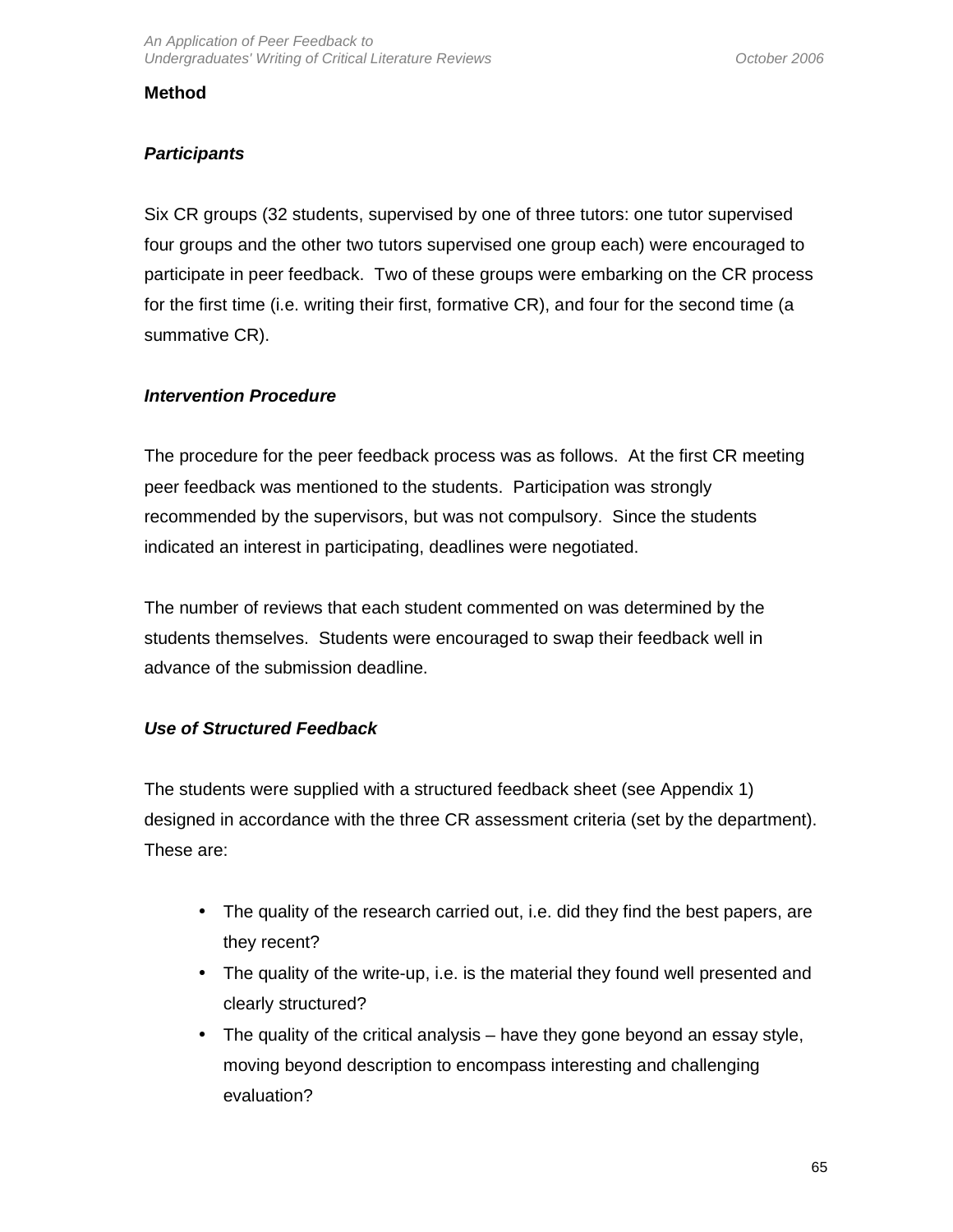## Method

### *Participants*

Six CR groups (32 students, supervised by one of three tutors: one tutor supervised four groups and the other two tutors supervised one group each) were encouraged to participate in peer feedback. Two of these groups were embarking on the CR process for the first time (i.e. writing their first, formative CR), and four for the second time (a summative CR).

### *Intervention Procedure*

The procedure for the peer feedback process was as follows. At the first CR meeting peer feedback was mentioned to the students. Participation was strongly recommended by the supervisors, but was not compulsory. Since the students indicated an interest in participating, deadlines were negotiated.

The number of reviews that each student commented on was determined by the students themselves. Students were encouraged to swap their feedback well in advance of the submission deadline.

### *Use of Structured Feedback*

The students were supplied with a structured feedback sheet (see Appendix 1) designed in accordance with the three CR assessment criteria (set by the department). These are:

- The quality of the research carried out, i.e. did they find the best papers, are they recent?
- The quality of the write-up, i.e. is the material they found well presented and clearly structured?
- The quality of the critical analysis – have they gone beyond an essay style, moving beyond description to encompass interesting and challenging evaluation?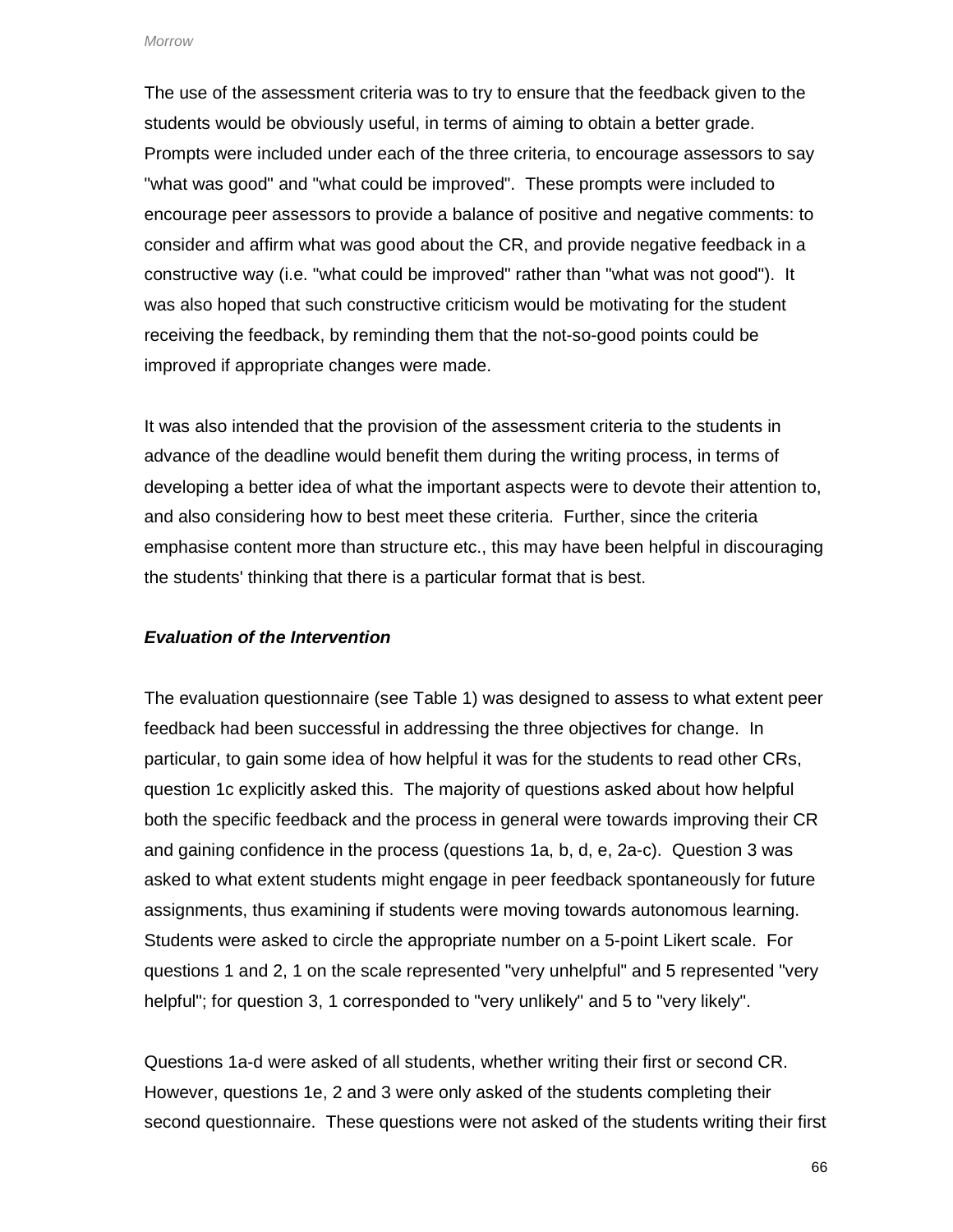The use of the assessment criteria was to try to ensure that the feedback given to the students would be obviously useful, in terms of aiming to obtain a better grade. Prompts were included under each of the three criteria, to encourage assessors to say "what was good" and "what could be improved". These prompts were included to encourage peer assessors to provide a balance of positive and negative comments: to consider and affirm what was good about the CR, and provide negative feedback in a constructive way (i.e. "what could be improved" rather than "what was not good"). It was also hoped that such constructive criticism would be motivating for the student receiving the feedback, by reminding them that the not-so-good points could be improved if appropriate changes were made.

It was also intended that the provision of the assessment criteria to the students in advance of the deadline would benefit them during the writing process, in terms of developing a better idea of what the important aspects were to devote their attention to, and also considering how to best meet these criteria. Further, since the criteria emphasise content more than structure etc., this may have been helpful in discouraging the students' thinking that there is a particular format that is best.

### *Evaluation of the Intervention*

The evaluation questionnaire (see Table 1) was designed to assess to what extent peer feedback had been successful in addressing the three objectives for change. In particular, to gain some idea of how helpful it was for the students to read other CRs, question 1c explicitly asked this. The majority of questions asked about how helpful both the specific feedback and the process in general were towards improving their CR and gaining confidence in the process (questions 1a, b, d, e, 2a-c). Question 3 was asked to what extent students might engage in peer feedback spontaneously for future assignments, thus examining if students were moving towards autonomous learning. Students were asked to circle the appropriate number on a 5-point Likert scale. For questions 1 and 2, 1 on the scale represented "very unhelpful" and 5 represented "very helpful"; for question 3, 1 corresponded to "very unlikely" and 5 to "very likely".

Questions 1a-d were asked of all students, whether writing their first or second CR. However, questions 1e, 2 and 3 were only asked of the students completing their second questionnaire. These questions were not asked of the students writing their first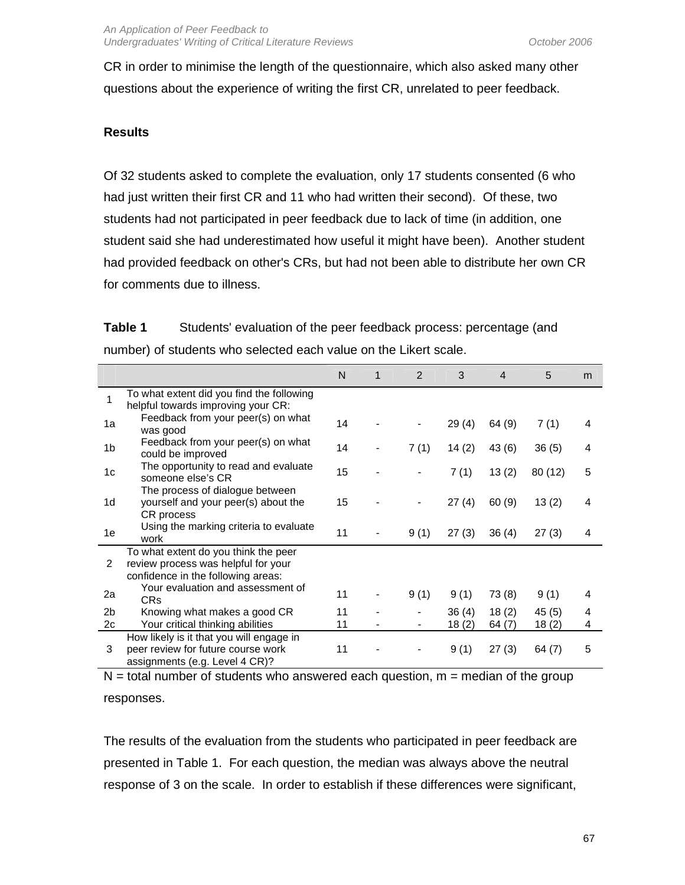CR in order to minimise the length of the questionnaire, which also asked many other questions about the experience of writing the first CR, unrelated to peer feedback.

## Results

Of 32 students asked to complete the evaluation, only 17 students consented (6 who had just written their first CR and 11 who had written their second). Of these, two students had not participated in peer feedback due to lack of time (in addition, one student said she had underestimated how useful it might have been). Another student had provided feedback on other's CRs, but had not been able to distribute her own CR for comments due to illness.

**Table 1** Students' evaluation of the peer feedback process: percentage (and number) of students who selected each value on the Likert scale.

| | | N | 1 | 2 | 3 | 4 | 5 | m |
|---|---|---|---|---|---|---|---|---|
| 1 | To what extent did you find the following helpful towards improving your CR: | | | | | | | |
| 1a | Feedback from your peer(s) on what was good | 14 | - | - | 29 (4) | 64 (9) | 7 (1) | 4 |
| 1b | Feedback from your peer(s) on what could be improved | 14 | - | 7 (1) | 14 (2) | 43 (6) | 36 (5) | 4 |
| 1c | The opportunity to read and evaluate someone else's CR | 15 | - | - | 7 (1) | 13 (2) | 80 (12) | 5 |
| 1d | The process of dialogue between yourself and your peer(s) about the CR process | 15 | - | - | 27 (4) | 60 (9) | 13 (2) | 4 |
| 1e | Using the marking criteria to evaluate work | 11 | - | 9 (1) | 27 (3) | 36 (4) | 27 (3) | 4 |
| 2 | To what extent do you think the peer review process was helpful for your confidence in the following areas: | | | | | | | |
| 2a | Your evaluation and assessment of CRs | 11 | - | 9 (1) | 9 (1) | 73 (8) | 9 (1) | 4 |
| 2b | Knowing what makes a good CR | 11 | - | - | 36 (4) | 18 (2) | 45 (5) | 4 |
| 2c | Your critical thinking abilities | 11 | - | - | 18 (2) | 64 (7) | 18 (2) | 4 |
| 3 | How likely is it that you will engage in peer review for future course work assignments (e.g. Level 4 CR)? | 11 | - | - | 9 (1) | 27 (3) | 64 (7) | 5 |

N = total number of students who answered each question, m = median of the group responses.

The results of the evaluation from the students who participated in peer feedback are presented in Table 1. For each question, the median was always above the neutral response of 3 on the scale. In order to establish if these differences were significant,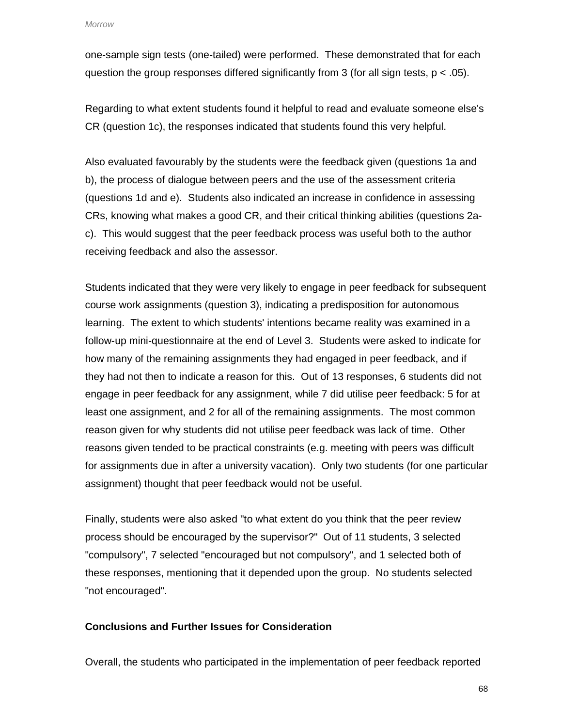one-sample sign tests (one-tailed) were performed. These demonstrated that for each question the group responses differed significantly from 3 (for all sign tests, $p < .05$).

Regarding to what extent students found it helpful to read and evaluate someone else's CR (question 1c), the responses indicated that students found this very helpful.

Also evaluated favourably by the students were the feedback given (questions 1a and b), the process of dialogue between peers and the use of the assessment criteria (questions 1d and e). Students also indicated an increase in confidence in assessing CRs, knowing what makes a good CR, and their critical thinking abilities (questions 2a-c). This would suggest that the peer feedback process was useful both to the author receiving feedback and also the assessor.

Students indicated that they were very likely to engage in peer feedback for subsequent course work assignments (question 3), indicating a predisposition for autonomous learning. The extent to which students' intentions became reality was examined in a follow-up mini-questionnaire at the end of Level 3. Students were asked to indicate for how many of the remaining assignments they had engaged in peer feedback, and if they had not then to indicate a reason for this. Out of 13 responses, 6 students did not engage in peer feedback for any assignment, while 7 did utilise peer feedback: 5 for at least one assignment, and 2 for all of the remaining assignments. The most common reason given for why students did not utilise peer feedback was lack of time. Other reasons given tended to be practical constraints (e.g. meeting with peers was difficult for assignments due in after a university vacation). Only two students (for one particular assignment) thought that peer feedback would not be useful.

Finally, students were also asked "to what extent do you think that the peer review process should be encouraged by the supervisor?" Out of 11 students, 3 selected "compulsory", 7 selected "encouraged but not compulsory", and 1 selected both of these responses, mentioning that it depended upon the group. No students selected "not encouraged".

## Conclusions and Further Issues for Consideration

Overall, the students who participated in the implementation of peer feedback reported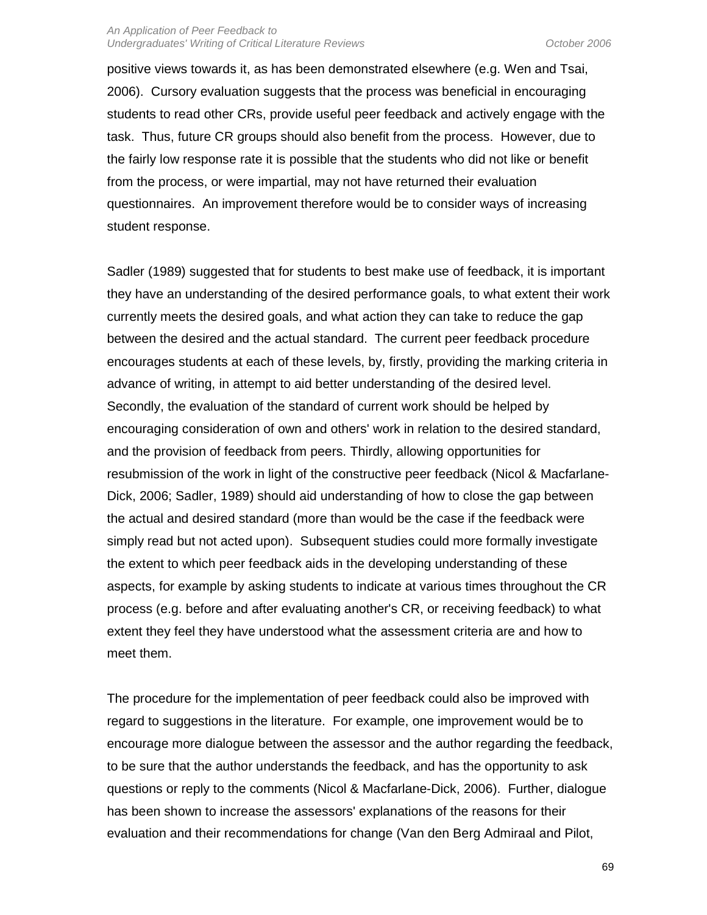positive views towards it, as has been demonstrated elsewhere (e.g. Wen and Tsai, 2006). Cursory evaluation suggests that the process was beneficial in encouraging students to read other CRs, provide useful peer feedback and actively engage with the task. Thus, future CR groups should also benefit from the process. However, due to the fairly low response rate it is possible that the students who did not like or benefit from the process, or were impartial, may not have returned their evaluation questionnaires. An improvement therefore would be to consider ways of increasing student response.

Sadler (1989) suggested that for students to best make use of feedback, it is important they have an understanding of the desired performance goals, to what extent their work currently meets the desired goals, and what action they can take to reduce the gap between the desired and the actual standard. The current peer feedback procedure encourages students at each of these levels, by, firstly, providing the marking criteria in advance of writing, in attempt to aid better understanding of the desired level. Secondly, the evaluation of the standard of current work should be helped by encouraging consideration of own and others' work in relation to the desired standard, and the provision of feedback from peers. Thirdly, allowing opportunities for resubmission of the work in light of the constructive peer feedback (Nicol & Macfarlane-Dick, 2006; Sadler, 1989) should aid understanding of how to close the gap between the actual and desired standard (more than would be the case if the feedback were simply read but not acted upon). Subsequent studies could more formally investigate the extent to which peer feedback aids in the developing understanding of these aspects, for example by asking students to indicate at various times throughout the CR process (e.g. before and after evaluating another's CR, or receiving feedback) to what extent they feel they have understood what the assessment criteria are and how to meet them.

The procedure for the implementation of peer feedback could also be improved with regard to suggestions in the literature. For example, one improvement would be to encourage more dialogue between the assessor and the author regarding the feedback, to be sure that the author understands the feedback, and has the opportunity to ask questions or reply to the comments (Nicol & Macfarlane-Dick, 2006). Further, dialogue has been shown to increase the assessors' explanations of the reasons for their evaluation and their recommendations for change (Van den Berg Admiraal and Pilot,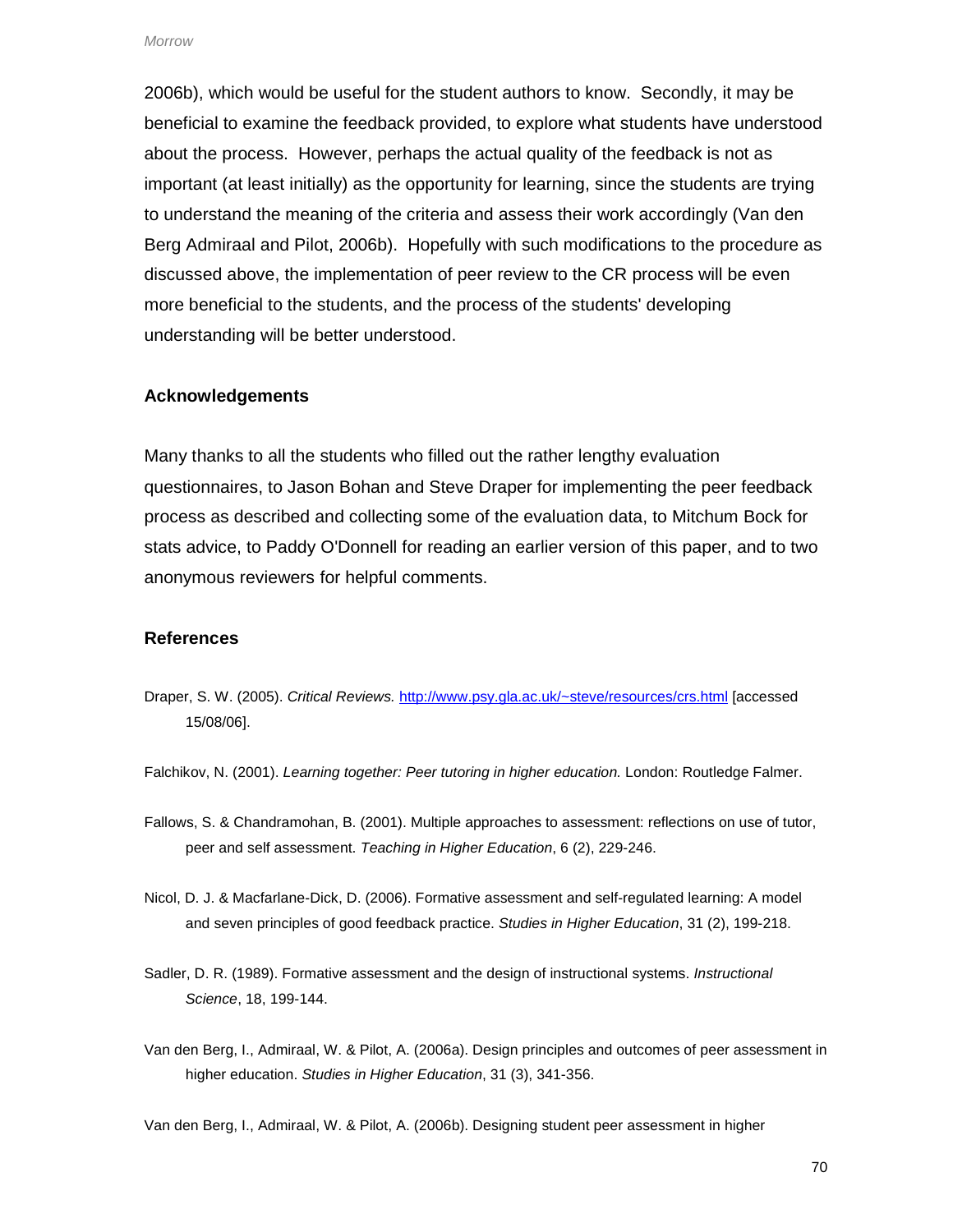2006b), which would be useful for the student authors to know. Secondly, it may be beneficial to examine the feedback provided, to explore what students have understood about the process. However, perhaps the actual quality of the feedback is not as important (at least initially) as the opportunity for learning, since the students are trying to understand the meaning of the criteria and assess their work accordingly (Van den Berg Admiraal and Pilot, 2006b). Hopefully with such modifications to the procedure as discussed above, the implementation of peer review to the CR process will be even more beneficial to the students, and the process of the students' developing understanding will be better understood.

## Acknowledgements

Many thanks to all the students who filled out the rather lengthy evaluation questionnaires, to Jason Bohan and Steve Draper for implementing the peer feedback process as described and collecting some of the evaluation data, to Mitchum Bock for stats advice, to Paddy O'Donnell for reading an earlier version of this paper, and to two anonymous reviewers for helpful comments.

## References

Draper, S. W. (2005). *Critical Reviews.* http://www.psy.gla.ac.uk/~steve/resources/crs.html [accessed 15/08/06].

Falchikov, N. (2001). *Learning together: Peer tutoring in higher education.* London: Routledge Falmer.

Fallows, S. & Chandramohan, B. (2001). Multiple approaches to assessment: reflections on use of tutor, peer and self assessment. *Teaching in Higher Education*, 6 (2), 229-246.

Nicol, D. J. & Macfarlane-Dick, D. (2006). Formative assessment and self-regulated learning: A model and seven principles of good feedback practice. *Studies in Higher Education*, 31 (2), 199-218.

Sadler, D. R. (1989). Formative assessment and the design of instructional systems. *Instructional Science*, 18, 199-144.

Van den Berg, I., Admiraal, W. & Pilot, A. (2006a). Design principles and outcomes of peer assessment in higher education. *Studies in Higher Education*, 31 (3), 341-356.

Van den Berg, I., Admiraal, W. & Pilot, A. (2006b). Designing student peer assessment in higher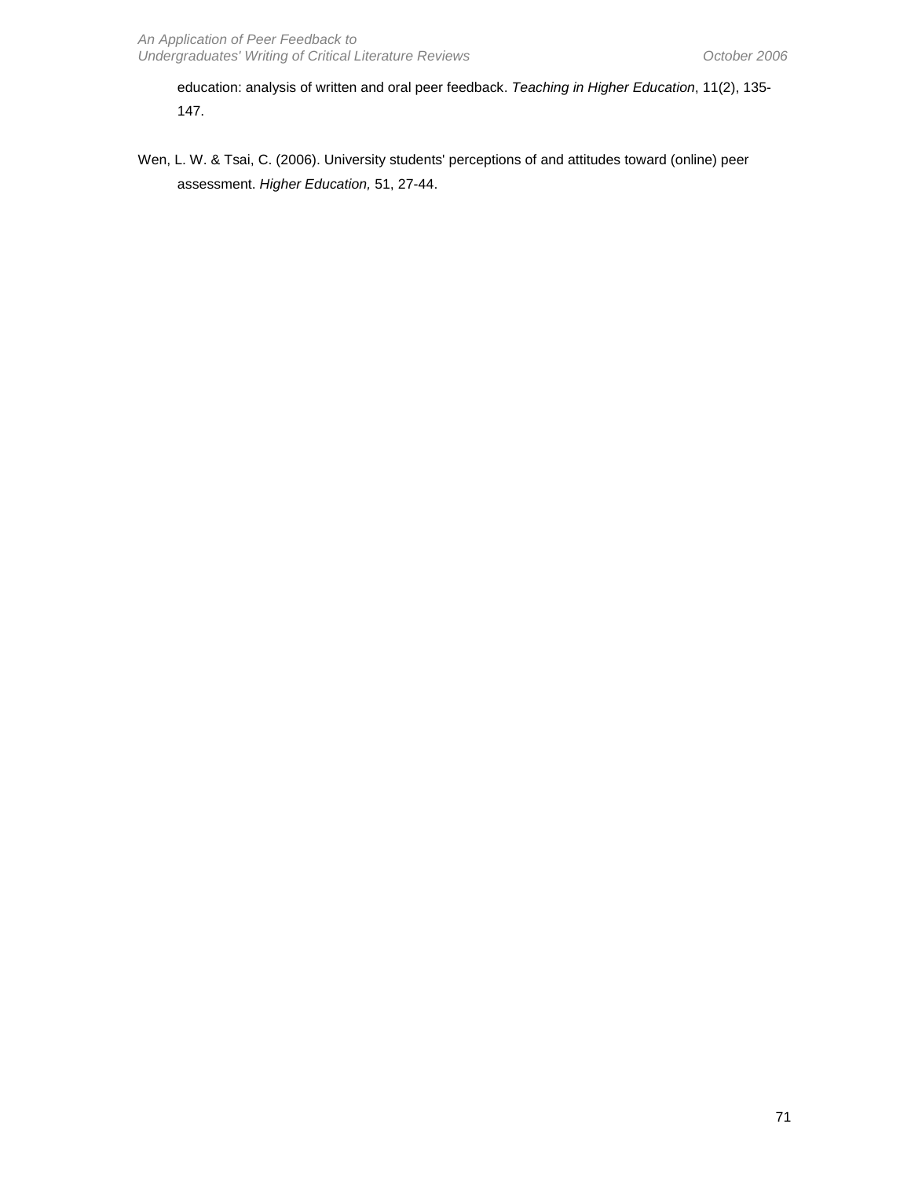education: analysis of written and oral peer feedback. *Teaching in Higher Education*, 11(2), 135-147.

Wen, L. W. & Tsai, C. (2006). University students' perceptions of and attitudes toward (online) peer assessment. *Higher Education,* 51, 27-44.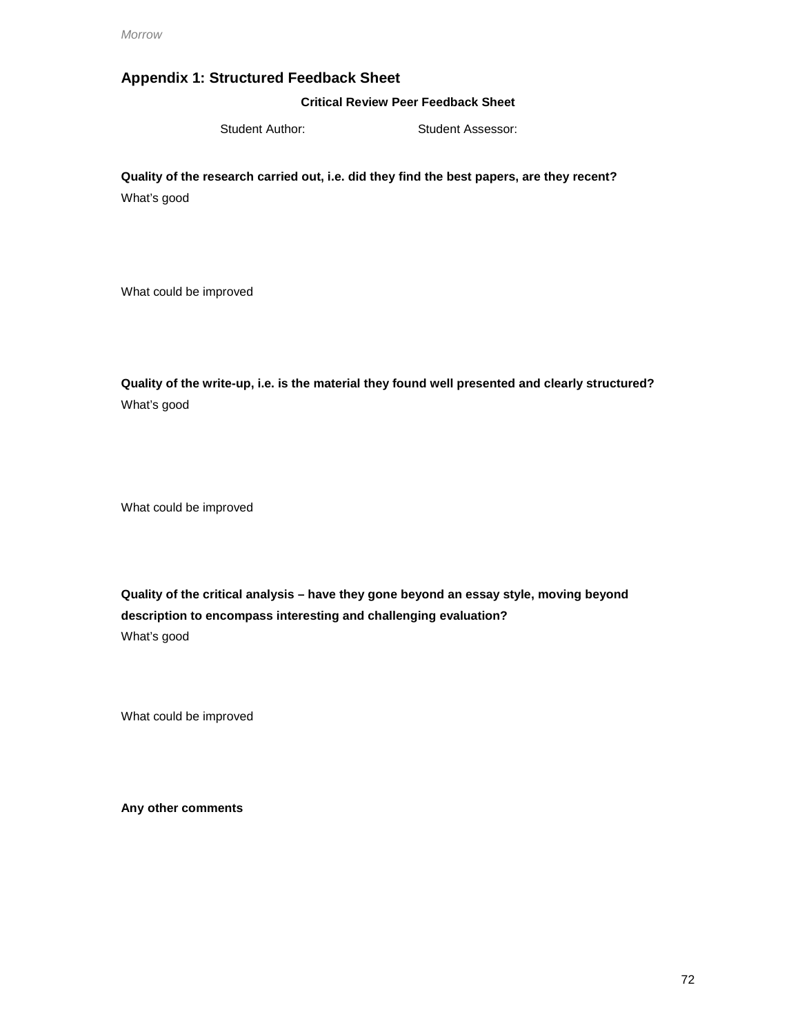## Appendix 1: Structured Feedback Sheet

**Critical Review Peer Feedback Sheet**

Student Author: Student Assessor:

**Quality of the research carried out, i.e. did they find the best papers, are they recent?**

What's good

What could be improved

**Quality of the write-up, i.e. is the material they found well presented and clearly structured?**

What's good

What could be improved

**Quality of the critical analysis – have they gone beyond an essay style, moving beyond description to encompass interesting and challenging evaluation?**

What's good

What could be improved

**Any other comments**